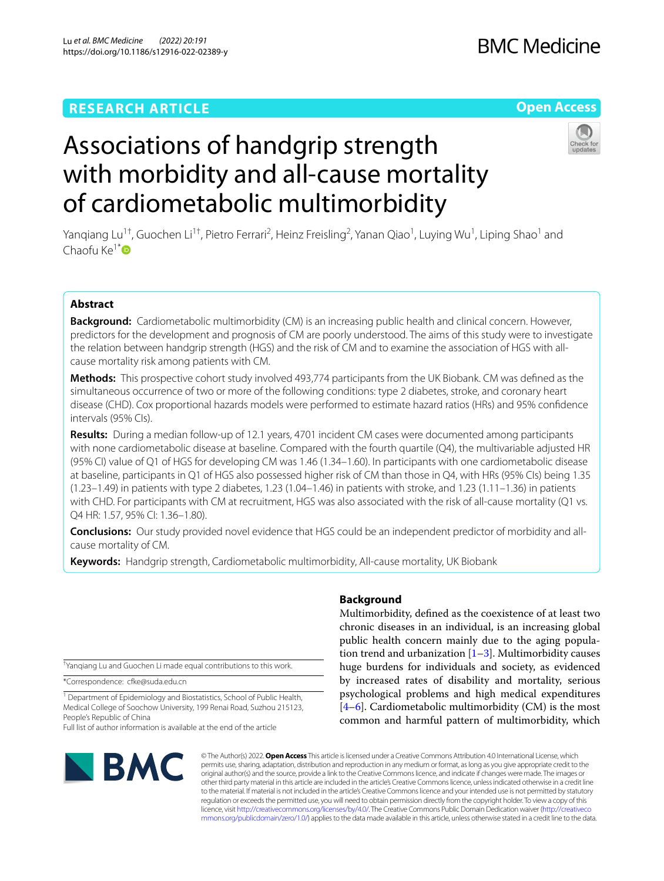RESEARCH ARTICLE

Open Access

# Associations of handgrip strength with morbidity and all-cause mortality of cardiometabolic multimorbidity

Yanqiang Lu[1†], Guochen Li[1†], Pietro Ferrari[2], Heinz Freisling[2], Yanan Qiao[1], Luying Wu[1], Liping Shao[1] and Chaofu Ke[1*]

## Abstract

**Background:** Cardiometabolic multimorbidity (CM) is an increasing public health and clinical concern. However, predictors for the development and prognosis of CM are poorly understood. The aims of this study were to investigate the relation between handgrip strength (HGS) and the risk of CM and to examine the association of HGS with all-cause mortality risk among patients with CM.

**Methods:** This prospective cohort study involved 493,774 participants from the UK Biobank. CM was defined as the simultaneous occurrence of two or more of the following conditions: type 2 diabetes, stroke, and coronary heart disease (CHD). Cox proportional hazards models were performed to estimate hazard ratios (HRs) and 95% confidence intervals (95% CIs).

**Results:** During a median follow-up of 12.1 years, 4701 incident CM cases were documented among participants with none cardiometabolic disease at baseline. Compared with the fourth quartile (Q4), the multivariable adjusted HR (95% CI) value of Q1 of HGS for developing CM was 1.46 (1.34–1.60). In participants with one cardiometabolic disease at baseline, participants in Q1 of HGS also possessed higher risk of CM than those in Q4, with HRs (95% CIs) being 1.35 (1.23–1.49) in patients with type 2 diabetes, 1.23 (1.04–1.46) in patients with stroke, and 1.23 (1.11–1.36) in patients with CHD. For participants with CM at recruitment, HGS was also associated with the risk of all-cause mortality (Q1 vs. Q4 HR: 1.57, 95% CI: 1.36–1.80).

**Conclusions:** Our study provided novel evidence that HGS could be an independent predictor of morbidity and all-cause mortality of CM.

**Keywords:** Handgrip strength, Cardiometabolic multimorbidity, All-cause mortality, UK Biobank

## Background

Multimorbidity, defined as the coexistence of at least two chronic diseases in an individual, is an increasing global public health concern mainly due to the aging population trend and urbanization [1–3]. Multimorbidity causes huge burdens for individuals and society, as evidenced by increased rates of disability and mortality, serious psychological problems and high medical expenditures [4–6]. Cardiometabolic multimorbidity (CM) is the most common and harmful pattern of multimorbidity, which

†Yanqiang Lu and Guochen Li made equal contributions to this work.

*Correspondence: cfke@suda.edu.cn

1 Department of Epidemiology and Biostatistics, School of Public Health, Medical College of Soochow University, 199 Renai Road, Suzhou 215123, People's Republic of China

Full list of author information is available at the end of the article

© The Author(s) 2022. **Open Access** This article is licensed under a Creative Commons Attribution 4.0 International License, which permits use, sharing, adaptation, distribution and reproduction in any medium or format, as long as you give appropriate credit to the original author(s) and the source, provide a link to the Creative Commons licence, and indicate if changes were made. The images or other third party material in this article are included in the article's Creative Commons licence, unless indicated otherwise in a credit line to the material. If material is not included in the article's Creative Commons licence and your intended use is not permitted by statutory regulation or exceeds the permitted use, you will need to obtain permission directly from the copyright holder. To view a copy of this licence, visit http://creativecommons.org/licenses/by/4.0/. The Creative Commons Public Domain Dedication waiver (http://creativecommons.org/publicdomain/zero/1.0/) applies to the data made available in this article, unless otherwise stated in a credit line to the data.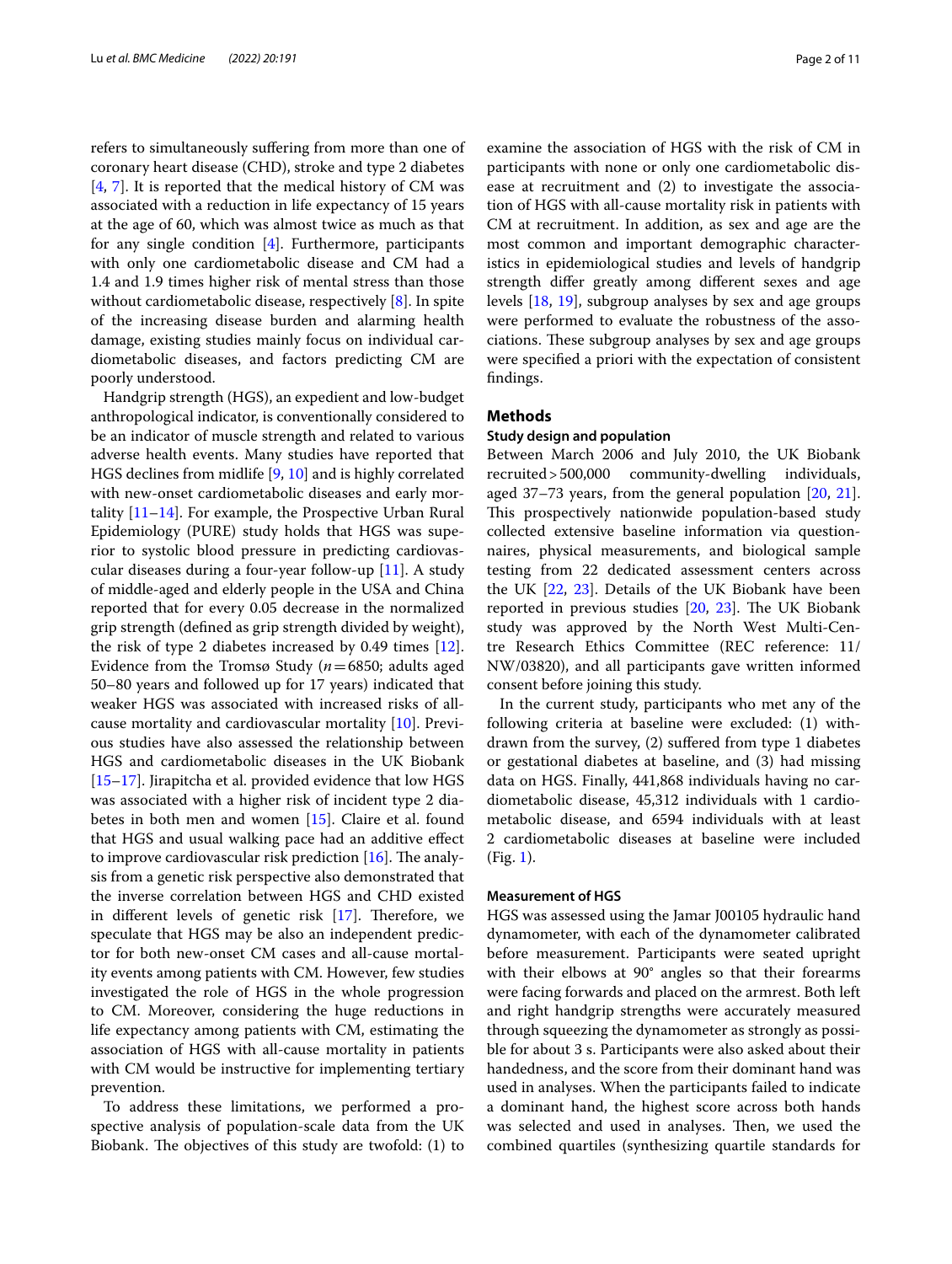refers to simultaneously suffering from more than one of coronary heart disease (CHD), stroke and type 2 diabetes [4, 7]. It is reported that the medical history of CM was associated with a reduction in life expectancy of 15 years at the age of 60, which was almost twice as much as that for any single condition [4]. Furthermore, participants with only one cardiometabolic disease and CM had a 1.4 and 1.9 times higher risk of mental stress than those without cardiometabolic disease, respectively [8]. In spite of the increasing disease burden and alarming health damage, existing studies mainly focus on individual cardiometabolic diseases, and factors predicting CM are poorly understood.

Handgrip strength (HGS), an expedient and low-budget anthropological indicator, is conventionally considered to be an indicator of muscle strength and related to various adverse health events. Many studies have reported that HGS declines from midlife [9, 10] and is highly correlated with new-onset cardiometabolic diseases and early mortality [11–14]. For example, the Prospective Urban Rural Epidemiology (PURE) study holds that HGS was superior to systolic blood pressure in predicting cardiovascular diseases during a four-year follow-up [11]. A study of middle-aged and elderly people in the USA and China reported that for every 0.05 decrease in the normalized grip strength (defined as grip strength divided by weight), the risk of type 2 diabetes increased by 0.49 times [12]. Evidence from the Tromsø Study ($n = 6850$; adults aged 50–80 years and followed up for 17 years) indicated that weaker HGS was associated with increased risks of all-cause mortality and cardiovascular mortality [10]. Previous studies have also assessed the relationship between HGS and cardiometabolic diseases in the UK Biobank [15–17]. Jirapitcha et al. provided evidence that low HGS was associated with a higher risk of incident type 2 diabetes in both men and women [15]. Claire et al. found that HGS and usual walking pace had an additive effect to improve cardiovascular risk prediction [16]. The analysis from a genetic risk perspective also demonstrated that the inverse correlation between HGS and CHD existed in different levels of genetic risk [17]. Therefore, we speculate that HGS may be also an independent predictor for both new-onset CM cases and all-cause mortality events among patients with CM. However, few studies investigated the role of HGS in the whole progression to CM. Moreover, considering the huge reductions in life expectancy among patients with CM, estimating the association of HGS with all-cause mortality in patients with CM would be instructive for implementing tertiary prevention.

To address these limitations, we performed a prospective analysis of population-scale data from the UK Biobank. The objectives of this study are twofold: (1) to examine the association of HGS with the risk of CM in participants with none or only one cardiometabolic disease at recruitment and (2) to investigate the association of HGS with all-cause mortality risk in patients with CM at recruitment. In addition, as sex and age are the most common and important demographic characteristics in epidemiological studies and levels of handgrip strength differ greatly among different sexes and age levels [18, 19], subgroup analyses by sex and age groups were performed to evaluate the robustness of the associations. These subgroup analyses by sex and age groups were specified a priori with the expectation of consistent findings.

## Methods

### Study design and population

Between March 2006 and July 2010, the UK Biobank recruited > 500,000 community-dwelling individuals, aged 37–73 years, from the general population [20, 21]. This prospectively nationwide population-based study collected extensive baseline information via questionnaires, physical measurements, and biological sample testing from 22 dedicated assessment centers across the UK [22, 23]. Details of the UK Biobank have been reported in previous studies [20, 23]. The UK Biobank study was approved by the North West Multi-Centre Research Ethics Committee (REC reference: 11/NW/03820), and all participants gave written informed consent before joining this study.

In the current study, participants who met any of the following criteria at baseline were excluded: (1) withdrawn from the survey, (2) suffered from type 1 diabetes or gestational diabetes at baseline, and (3) had missing data on HGS. Finally, 441,868 individuals having no cardiometabolic disease, 45,312 individuals with 1 cardiometabolic disease, and 6594 individuals with at least 2 cardiometabolic diseases at baseline were included (Fig. 1).

### Measurement of HGS

HGS was assessed using the Jamar J00105 hydraulic hand dynamometer, with each of the dynamometer calibrated before measurement. Participants were seated upright with their elbows at 90° angles so that their forearms were facing forwards and placed on the armrest. Both left and right handgrip strengths were accurately measured through squeezing the dynamometer as strongly as possible for about 3 s. Participants were also asked about their handedness, and the score from their dominant hand was used in analyses. When the participants failed to indicate a dominant hand, the highest score across both hands was selected and used in analyses. Then, we used the combined quartiles (synthesizing quartile standards for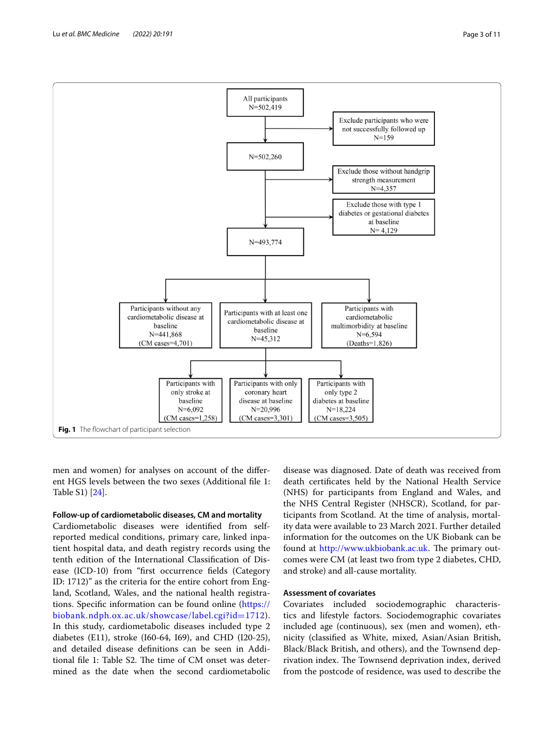All participants
N=502,419

Exclude participants who were not successfully followed up
N=159

N=502,260

Exclude those without handgrip strength measurement
N=4,357

Exclude those with type 1 diabetes or gestational diabetes at baseline
N= 4,129

N=493,774

Participants without any cardiometabolic disease at baseline
N=441,868
(CM cases=4,701)

Participants with at least one cardiometabolic disease at baseline
N=45,312

Participants with cardiometabolic multimorbidity at baseline
N=6,594
(Deaths=1,826)

Participants with only stroke at baseline
N=6,092
(CM cases=1,258)

Participants with only coronary heart disease at baseline
N=20,996
(CM cases=3,301)

Participants with only type 2 diabetes at baseline
N=18,224
(CM cases=3,505)

**Fig. 1** The flowchart of participant selection

men and women) for analyses on account of the different HGS levels between the two sexes (Additional file 1: Table S1) [24].

### Follow-up of cardiometabolic diseases, CM and mortality

Cardiometabolic diseases were identified from self-reported medical conditions, primary care, linked inpatient hospital data, and death registry records using the tenth edition of the International Classification of Disease (ICD-10) from "first occurrence fields (Category ID: 1712)" as the criteria for the entire cohort from England, Scotland, Wales, and the national health registrations. Specific information can be found online (https://biobank.ndph.ox.ac.uk/showcase/label.cgi?id=1712). In this study, cardiometabolic diseases included type 2 diabetes (E11), stroke (I60-64, I69), and CHD (I20-25), and detailed disease definitions can be seen in Additional file 1: Table S2. The time of CM onset was determined as the date when the second cardiometabolic disease was diagnosed. Date of death was received from death certificates held by the National Health Service (NHS) for participants from England and Wales, and the NHS Central Register (NHSCR), Scotland, for participants from Scotland. At the time of analysis, mortality data were available to 23 March 2021. Further detailed information for the outcomes on the UK Biobank can be found at http://www.ukbiobank.ac.uk. The primary outcomes were CM (at least two from type 2 diabetes, CHD, and stroke) and all-cause mortality.

### Assessment of covariates

Covariates included sociodemographic characteristics and lifestyle factors. Sociodemographic covariates included age (continuous), sex (men and women), ethnicity (classified as White, mixed, Asian/Asian British, Black/Black British, and others), and the Townsend deprivation index. The Townsend deprivation index, derived from the postcode of residence, was used to describe the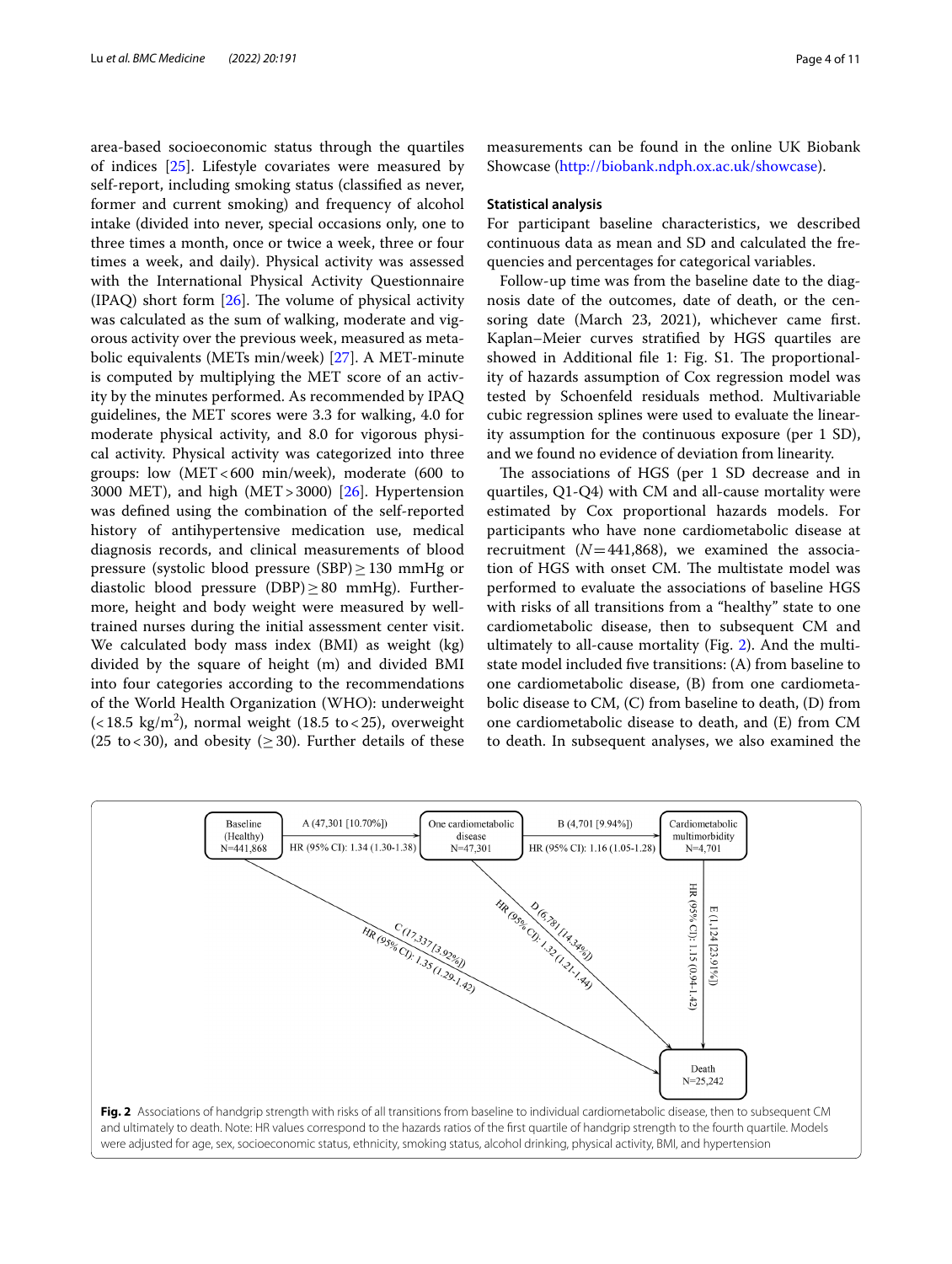area-based socioeconomic status through the quartiles of indices [25]. Lifestyle covariates were measured by self-report, including smoking status (classified as never, former and current smoking) and frequency of alcohol intake (divided into never, special occasions only, one to three times a month, once or twice a week, three or four times a week, and daily). Physical activity was assessed with the International Physical Activity Questionnaire (IPAQ) short form [26]. The volume of physical activity was calculated as the sum of walking, moderate and vigorous activity over the previous week, measured as metabolic equivalents (METs min/week) [27]. A MET-minute is computed by multiplying the MET score of an activity by the minutes performed. As recommended by IPAQ guidelines, the MET scores were 3.3 for walking, 4.0 for moderate physical activity, and 8.0 for vigorous physical activity. Physical activity was categorized into three groups: low (MET < 600 min/week), moderate (600 to 3000 MET), and high (MET > 3000) [26]. Hypertension was defined using the combination of the self-reported history of antihypertensive medication use, medical diagnosis records, and clinical measurements of blood pressure (systolic blood pressure (SBP) ≥ 130 mmHg or diastolic blood pressure (DBP) ≥ 80 mmHg). Furthermore, height and body weight were measured by well-trained nurses during the initial assessment center visit. We calculated body mass index (BMI) as weight (kg) divided by the square of height (m) and divided BMI into four categories according to the recommendations of the World Health Organization (WHO): underweight (< 18.5 kg/m$^2$), normal weight (18.5 to < 25), overweight (25 to < 30), and obesity (≥ 30). Further details of these measurements can be found in the online UK Biobank Showcase (http://biobank.ndph.ox.ac.uk/showcase).

### Statistical analysis

For participant baseline characteristics, we described continuous data as mean and SD and calculated the frequencies and percentages for categorical variables.

Follow-up time was from the baseline date to the diagnosis date of the outcomes, date of death, or the censoring date (March 23, 2021), whichever came first. Kaplan–Meier curves stratified by HGS quartiles are showed in Additional file 1: Fig. S1. The proportionality of hazards assumption of Cox regression model was tested by Schoenfeld residuals method. Multivariable cubic regression splines were used to evaluate the linearity assumption for the continuous exposure (per 1 SD), and we found no evidence of deviation from linearity.

The associations of HGS (per 1 SD decrease and in quartiles, Q1-Q4) with CM and all-cause mortality were estimated by Cox proportional hazards models. For participants who have none cardiometabolic disease at recruitment ($N$ = 441,868), we examined the association of HGS with onset CM. The multistate model was performed to evaluate the associations of baseline HGS with risks of all transitions from a "healthy" state to one cardiometabolic disease, then to subsequent CM and ultimately to all-cause mortality (Fig. 2). And the multistate model included five transitions: (A) from baseline to one cardiometabolic disease, (B) from one cardiometabolic disease to CM, (C) from baseline to death, (D) from one cardiometabolic disease to death, and (E) from CM to death. In subsequent analyses, we also examined the

**Fig. 2** Associations of handgrip strength with risks of all transitions from baseline to individual cardiometabolic disease, then to subsequent CM and ultimately to death. Note: HR values correspond to the hazards ratios of the first quartile of handgrip strength to the fourth quartile. Models were adjusted for age, sex, socioeconomic status, ethnicity, smoking status, alcohol drinking, physical activity, BMI, and hypertension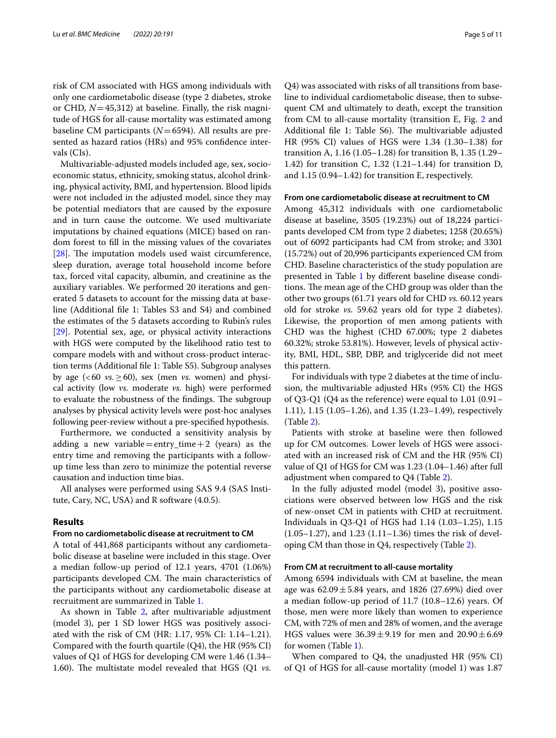risk of CM associated with HGS among individuals with only one cardiometabolic disease (type 2 diabetes, stroke or CHD, $N=45,312$) at baseline. Finally, the risk magnitude of HGS for all-cause mortality was estimated among baseline CM participants ($N=6594$). All results are presented as hazard ratios (HRs) and 95% confidence intervals (CIs).

Multivariable-adjusted models included age, sex, socioeconomic status, ethnicity, smoking status, alcohol drinking, physical activity, BMI, and hypertension. Blood lipids were not included in the adjusted model, since they may be potential mediators that are caused by the exposure and in turn cause the outcome. We used multivariate imputations by chained equations (MICE) based on random forest to fill in the missing values of the covariates [28]. The imputation models used waist circumference, sleep duration, average total household income before tax, forced vital capacity, albumin, and creatinine as the auxiliary variables. We performed 20 iterations and generated 5 datasets to account for the missing data at baseline (Additional file 1: Tables S3 and S4) and combined the estimates of the 5 datasets according to Rubin's rules [29]. Potential sex, age, or physical activity interactions with HGS were computed by the likelihood ratio test to compare models with and without cross-product interaction terms (Additional file 1: Table S5). Subgroup analyses by age ($<60$ *vs.* $\geq 60$), sex (men *vs.* women) and physical activity (low *vs.* moderate *vs.* high) were performed to evaluate the robustness of the findings. The subgroup analyses by physical activity levels were post-hoc analyses following peer-review without a pre-specified hypothesis.

Furthermore, we conducted a sensitivity analysis by adding a new variable = entry_time + 2 (years) as the entry time and removing the participants with a follow-up time less than zero to minimize the potential reverse causation and induction time bias.

All analyses were performed using SAS 9.4 (SAS Institute, Cary, NC, USA) and R software (4.0.5).

## Results

### From no cardiometabolic disease at recruitment to CM

A total of 441,868 participants without any cardiometabolic disease at baseline were included in this stage. Over a median follow-up period of 12.1 years, 4701 (1.06%) participants developed CM. The main characteristics of the participants without any cardiometabolic disease at recruitment are summarized in Table 1.

As shown in Table 2, after multivariable adjustment (model 3), per 1 SD lower HGS was positively associated with the risk of CM (HR: 1.17, 95% CI: 1.14–1.21). Compared with the fourth quartile (Q4), the HR (95% CI) values of Q1 of HGS for developing CM were 1.46 (1.34–1.60). The multistate model revealed that HGS (Q1 *vs.* Q4) was associated with risks of all transitions from baseline to individual cardiometabolic disease, then to subsequent CM and ultimately to death, except the transition from CM to all-cause mortality (transition E, Fig. 2 and Additional file 1: Table S6). The multivariable adjusted HR (95% CI) values of HGS were 1.34 (1.30–1.38) for transition A, 1.16 (1.05–1.28) for transition B, 1.35 (1.29–1.42) for transition C, 1.32 (1.21–1.44) for transition D, and 1.15 (0.94–1.42) for transition E, respectively.

### From one cardiometabolic disease at recruitment to CM

Among 45,312 individuals with one cardiometabolic disease at baseline, 3505 (19.23%) out of 18,224 participants developed CM from type 2 diabetes; 1258 (20.65%) out of 6092 participants had CM from stroke; and 3301 (15.72%) out of 20,996 participants experienced CM from CHD. Baseline characteristics of the study population are presented in Table 1 by different baseline disease conditions. The mean age of the CHD group was older than the other two groups (61.71 years old for CHD *vs.* 60.12 years old for stroke *vs.* 59.62 years old for type 2 diabetes). Likewise, the proportion of men among patients with CHD was the highest (CHD 67.00%; type 2 diabetes 60.32%; stroke 53.81%). However, levels of physical activity, BMI, HDL, SBP, DBP, and triglyceride did not meet this pattern.

For individuals with type 2 diabetes at the time of inclusion, the multivariable adjusted HRs (95% CI) the HGS of Q3-Q1 (Q4 as the reference) were equal to 1.01 (0.91–1.11), 1.15 (1.05–1.26), and 1.35 (1.23–1.49), respectively (Table 2).

Patients with stroke at baseline were then followed up for CM outcomes. Lower levels of HGS were associated with an increased risk of CM and the HR (95% CI) value of Q1 of HGS for CM was 1.23 (1.04–1.46) after full adjustment when compared to Q4 (Table 2).

In the fully adjusted model (model 3), positive associations were observed between low HGS and the risk of new-onset CM in patients with CHD at recruitment. Individuals in Q3-Q1 of HGS had 1.14 (1.03–1.25), 1.15 (1.05–1.27), and 1.23 (1.11–1.36) times the risk of developing CM than those in Q4, respectively (Table 2).

### From CM at recruitment to all-cause mortality

Among 6594 individuals with CM at baseline, the mean age was $62.09 \pm 5.84$ years, and 1826 (27.69%) died over a median follow-up period of 11.7 (10.8–12.6) years. Of those, men were more likely than women to experience CM, with 72% of men and 28% of women, and the average HGS values were $36.39 \pm 9.19$ for men and $20.90 \pm 6.69$ for women (Table 1).

When compared to Q4, the unadjusted HR (95% CI) of Q1 of HGS for all-cause mortality (model 1) was 1.87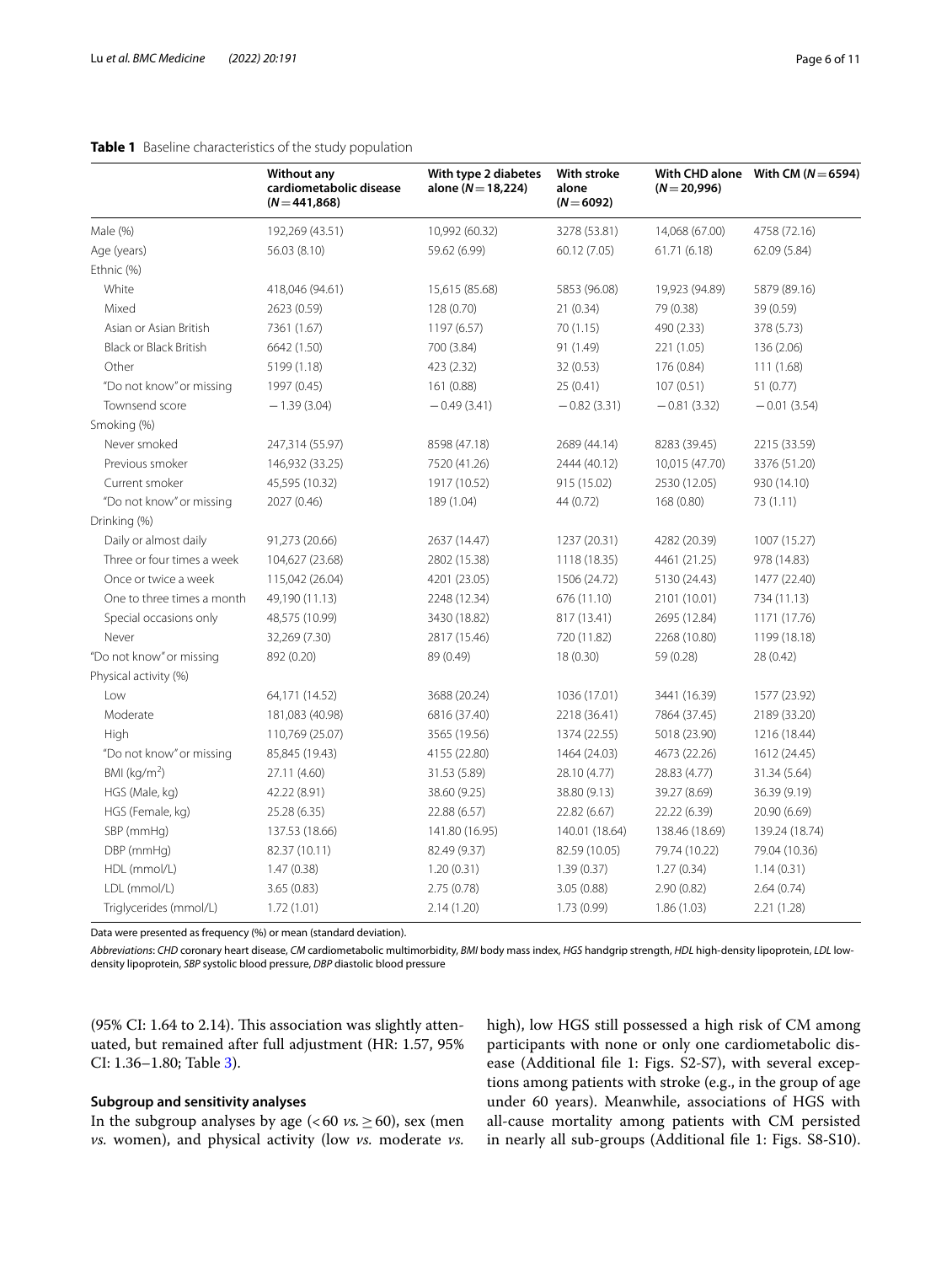**Table 1** Baseline characteristics of the study population

| | Without any cardiometabolic disease (N = 441,868) | With type 2 diabetes alone (N = 18,224) | With stroke alone (N = 6092) | With CHD alone (N = 20,996) | With CM (N = 6594) |
|---|---|---|---|---|---|
| Male (%) | 192,269 (43.51) | 10,992 (60.32) | 3278 (53.81) | 14,068 (67.00) | 4758 (72.16) |
| Age (years) | 56.03 (8.10) | 59.62 (6.99) | 60.12 (7.05) | 61.71 (6.18) | 62.09 (5.84) |
| Ethnic (%) | | | | | |
| White | 418,046 (94.61) | 15,615 (85.68) | 5853 (96.08) | 19,923 (94.89) | 5879 (89.16) |
| Mixed | 2623 (0.59) | 128 (0.70) | 21 (0.34) | 79 (0.38) | 39 (0.59) |
| Asian or Asian British | 7361 (1.67) | 1197 (6.57) | 70 (1.15) | 490 (2.33) | 378 (5.73) |
| Black or Black British | 6642 (1.50) | 700 (3.84) | 91 (1.49) | 221 (1.05) | 136 (2.06) |
| Other | 5199 (1.18) | 423 (2.32) | 32 (0.53) | 176 (0.84) | 111 (1.68) |
| "Do not know" or missing | 1997 (0.45) | 161 (0.88) | 25 (0.41) | 107 (0.51) | 51 (0.77) |
| Townsend score | −1.39 (3.04) | −0.49 (3.41) | −0.82 (3.31) | −0.81 (3.32) | −0.01 (3.54) |
| Smoking (%) | | | | | |
| Never smoked | 247,314 (55.97) | 8598 (47.18) | 2689 (44.14) | 8283 (39.45) | 2215 (33.59) |
| Previous smoker | 146,932 (33.25) | 7520 (41.26) | 2444 (40.12) | 10,015 (47.70) | 3376 (51.20) |
| Current smoker | 45,595 (10.32) | 1917 (10.52) | 915 (15.02) | 2530 (12.05) | 930 (14.10) |
| "Do not know" or missing | 2027 (0.46) | 189 (1.04) | 44 (0.72) | 168 (0.80) | 73 (1.11) |
| Drinking (%) | | | | | |
| Daily or almost daily | 91,273 (20.66) | 2637 (14.47) | 1237 (20.31) | 4282 (20.39) | 1007 (15.27) |
| Three or four times a week | 104,627 (23.68) | 2802 (15.38) | 1118 (18.35) | 4461 (21.25) | 978 (14.83) |
| Once or twice a week | 115,042 (26.04) | 4201 (23.05) | 1506 (24.72) | 5130 (24.43) | 1477 (22.40) |
| One to three times a month | 49,190 (11.13) | 2248 (12.34) | 676 (11.10) | 2101 (10.01) | 734 (11.13) |
| Special occasions only | 48,575 (10.99) | 3430 (18.82) | 817 (13.41) | 2695 (12.84) | 1171 (17.76) |
| Never | 32,269 (7.30) | 2817 (15.46) | 720 (11.82) | 2268 (10.80) | 1199 (18.18) |
| "Do not know" or missing | 892 (0.20) | 89 (0.49) | 18 (0.30) | 59 (0.28) | 28 (0.42) |
| Physical activity (%) | | | | | |
| Low | 64,171 (14.52) | 3688 (20.24) | 1036 (17.01) | 3441 (16.39) | 1577 (23.92) |
| Moderate | 181,083 (40.98) | 6816 (37.40) | 2218 (36.41) | 7864 (37.45) | 2189 (33.20) |
| High | 110,769 (25.07) | 3565 (19.56) | 1374 (22.55) | 5018 (23.90) | 1216 (18.44) |
| "Do not know" or missing | 85,845 (19.43) | 4155 (22.80) | 1464 (24.03) | 4673 (22.26) | 1612 (24.45) |
| BMI (kg/m$^2$) | 27.11 (4.60) | 31.53 (5.89) | 28.10 (4.77) | 28.83 (4.77) | 31.34 (5.64) |
| HGS (Male, kg) | 42.22 (8.91) | 38.60 (9.25) | 38.80 (9.13) | 39.27 (8.69) | 36.39 (9.19) |
| HGS (Female, kg) | 25.28 (6.35) | 22.88 (6.57) | 22.82 (6.67) | 22.22 (6.39) | 20.90 (6.69) |
| SBP (mmHg) | 137.53 (18.66) | 141.80 (16.95) | 140.01 (18.64) | 138.46 (18.69) | 139.24 (18.74) |
| DBP (mmHg) | 82.37 (10.11) | 82.49 (9.37) | 82.59 (10.05) | 79.74 (10.22) | 79.04 (10.36) |
| HDL (mmol/L) | 1.47 (0.38) | 1.20 (0.31) | 1.39 (0.37) | 1.27 (0.34) | 1.14 (0.31) |
| LDL (mmol/L) | 3.65 (0.83) | 2.75 (0.78) | 3.05 (0.88) | 2.90 (0.82) | 2.64 (0.74) |
| Triglycerides (mmol/L) | 1.72 (1.01) | 2.14 (1.20) | 1.73 (0.99) | 1.86 (1.03) | 2.21 (1.28) |

Data were presented as frequency (%) or mean (standard deviation).

*Abbreviations*: *CHD* coronary heart disease, *CM* cardiometabolic multimorbidity, *BMI* body mass index, *HGS* handgrip strength, *HDL* high-density lipoprotein, *LDL* low-density lipoprotein, *SBP* systolic blood pressure, *DBP* diastolic blood pressure

(95% CI: 1.64 to 2.14). This association was slightly attenuated, but remained after full adjustment (HR: 1.57, 95% CI: 1.36–1.80; Table 3).

### Subgroup and sensitivity analyses

In the subgroup analyses by age (<60 *vs.* ≥60), sex (men *vs.* women), and physical activity (low *vs.* moderate *vs.* high), low HGS still possessed a high risk of CM among participants with none or only one cardiometabolic disease (Additional file 1: Figs. S2-S7), with several exceptions among patients with stroke (e.g., in the group of age under 60 years). Meanwhile, associations of HGS with all-cause mortality among patients with CM persisted in nearly all sub-groups (Additional file 1: Figs. S8-S10).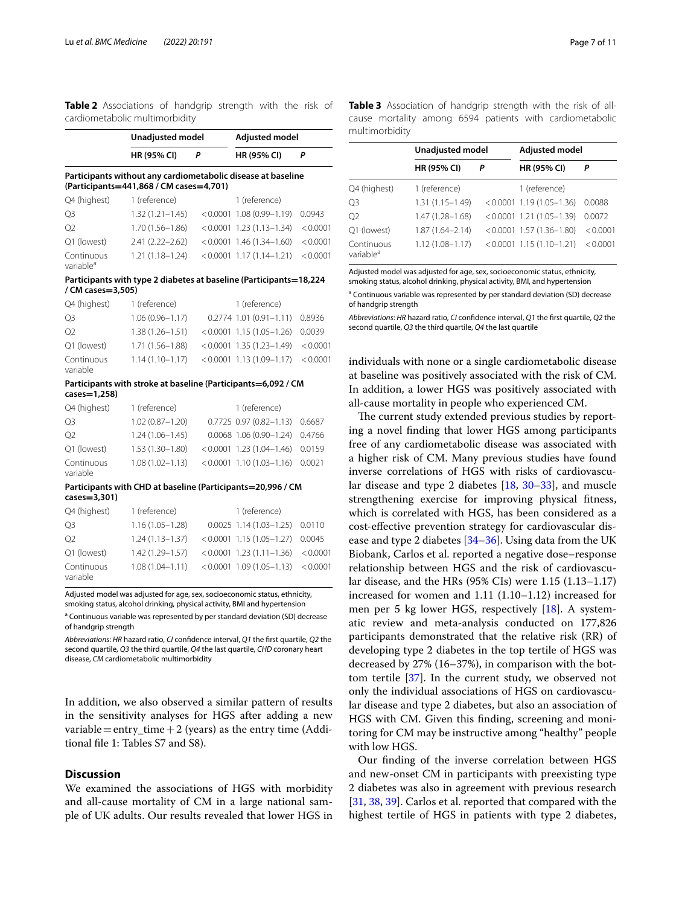**Table 2** Associations of handgrip strength with the risk of cardiometabolic multimorbidity

| | Unadjusted model | | Adjusted model | |
|---|---|---|---|---|
| | HR (95% CI) | P | HR (95% CI) | P |
| **Participants without any cardiometabolic disease at baseline (Participants=441,868 / CM cases=4,701)** | | | | |
| Q4 (highest) | 1 (reference) | | 1 (reference) | |
| Q3 | 1.32 (1.21–1.45) | <0.0001 | 1.08 (0.99–1.19) | 0.0943 |
| Q2 | 1.70 (1.56–1.86) | <0.0001 | 1.23 (1.13–1.34) | <0.0001 |
| Q1 (lowest) | 2.41 (2.22–2.62) | <0.0001 | 1.46 (1.34–1.60) | <0.0001 |
| Continuous variable[a] | 1.21 (1.18–1.24) | <0.0001 | 1.17 (1.14–1.21) | <0.0001 |
| **Participants with type 2 diabetes at baseline (Participants=18,224 / CM cases=3,505)** | | | | |
| Q4 (highest) | 1 (reference) | | 1 (reference) | |
| Q3 | 1.06 (0.96–1.17) | 0.2774 | 1.01 (0.91–1.11) | 0.8936 |
| Q2 | 1.38 (1.26–1.51) | <0.0001 | 1.15 (1.05–1.26) | 0.0039 |
| Q1 (lowest) | 1.71 (1.56–1.88) | <0.0001 | 1.35 (1.23–1.49) | <0.0001 |
| Continuous variable | 1.14 (1.10–1.17) | <0.0001 | 1.13 (1.09–1.17) | <0.0001 |
| **Participants with stroke at baseline (Participants=6,092 / CM cases=1,258)** | | | | |
| Q4 (highest) | 1 (reference) | | 1 (reference) | |
| Q3 | 1.02 (0.87–1.20) | 0.7725 | 0.97 (0.82–1.13) | 0.6687 |
| Q2 | 1.24 (1.06–1.45) | 0.0068 | 1.06 (0.90–1.24) | 0.4766 |
| Q1 (lowest) | 1.53 (1.30–1.80) | <0.0001 | 1.23 (1.04–1.46) | 0.0159 |
| Continuous variable | 1.08 (1.02–1.13) | <0.0001 | 1.10 (1.03–1.16) | 0.0021 |
| **Participants with CHD at baseline (Participants=20,996 / CM cases=3,301)** | | | | |
| Q4 (highest) | 1 (reference) | | 1 (reference) | |
| Q3 | 1.16 (1.05–1.28) | 0.0025 | 1.14 (1.03–1.25) | 0.0110 |
| Q2 | 1.24 (1.13–1.37) | <0.0001 | 1.15 (1.05–1.27) | 0.0045 |
| Q1 (lowest) | 1.42 (1.29–1.57) | <0.0001 | 1.23 (1.11–1.36) | <0.0001 |
| Continuous variable | 1.08 (1.04–1.11) | <0.0001 | 1.09 (1.05–1.13) | <0.0001 |

Adjusted model was adjusted for age, sex, socioeconomic status, ethnicity, smoking status, alcohol drinking, physical activity, BMI and hypertension

[a] Continuous variable was represented by per standard deviation (SD) decrease of handgrip strength

*Abbreviations*: *HR* hazard ratio, *CI* confidence interval, *Q1* the first quartile, *Q2* the second quartile, *Q3* the third quartile, *Q4* the last quartile, *CHD* coronary heart disease, *CM* cardiometabolic multimorbidity

In addition, we also observed a similar pattern of results in the sensitivity analyses for HGS after adding a new variable = entry_time + 2 (years) as the entry time (Additional file 1: Tables S7 and S8).

## Discussion

We examined the associations of HGS with morbidity and all-cause mortality of CM in a large national sample of UK adults. Our results revealed that lower HGS in individuals with none or a single cardiometabolic disease at baseline was positively associated with the risk of CM. In addition, a lower HGS was positively associated with all-cause mortality in people who experienced CM.

**Table 3** Association of handgrip strength with the risk of all-cause mortality among 6594 patients with cardiometabolic multimorbidity

| | Unadjusted model | | Adjusted model | |
|---|---|---|---|---|
| | HR (95% CI) | P | HR (95% CI) | P |
| Q4 (highest) | 1 (reference) | | 1 (reference) | |
| Q3 | 1.31 (1.15–1.49) | <0.0001 | 1.19 (1.05–1.36) | 0.0088 |
| Q2 | 1.47 (1.28–1.68) | <0.0001 | 1.21 (1.05–1.39) | 0.0072 |
| Q1 (lowest) | 1.87 (1.64–2.14) | <0.0001 | 1.57 (1.36–1.80) | <0.0001 |
| Continuous variable[a] | 1.12 (1.08–1.17) | <0.0001 | 1.15 (1.10–1.21) | <0.0001 |

Adjusted model was adjusted for age, sex, socioeconomic status, ethnicity, smoking status, alcohol drinking, physical activity, BMI, and hypertension

[a] Continuous variable was represented by per standard deviation (SD) decrease of handgrip strength

*Abbreviations*: *HR* hazard ratio, *CI* confidence interval, *Q1* the first quartile, *Q2* the second quartile, *Q3* the third quartile, *Q4* the last quartile

The current study extended previous studies by reporting a novel finding that lower HGS among participants free of any cardiometabolic disease was associated with a higher risk of CM. Many previous studies have found inverse correlations of HGS with risks of cardiovascular disease and type 2 diabetes [18, 30–33], and muscle strengthening exercise for improving physical fitness, which is correlated with HGS, has been considered as a cost-effective prevention strategy for cardiovascular disease and type 2 diabetes [34–36]. Using data from the UK Biobank, Carlos et al. reported a negative dose–response relationship between HGS and the risk of cardiovascular disease, and the HRs (95% CIs) were 1.15 (1.13–1.17) increased for women and 1.11 (1.10–1.12) increased for men per 5 kg lower HGS, respectively [18]. A systematic review and meta-analysis conducted on 177,826 participants demonstrated that the relative risk (RR) of developing type 2 diabetes in the top tertile of HGS was decreased by 27% (16–37%), in comparison with the bottom tertile [37]. In the current study, we observed not only the individual associations of HGS on cardiovascular disease and type 2 diabetes, but also an association of HGS with CM. Given this finding, screening and monitoring for CM may be instructive among "healthy" people with low HGS.

Our finding of the inverse correlation between HGS and new-onset CM in participants with preexisting type 2 diabetes was also in agreement with previous research [31, 38, 39]. Carlos et al. reported that compared with the highest tertile of HGS in patients with type 2 diabetes,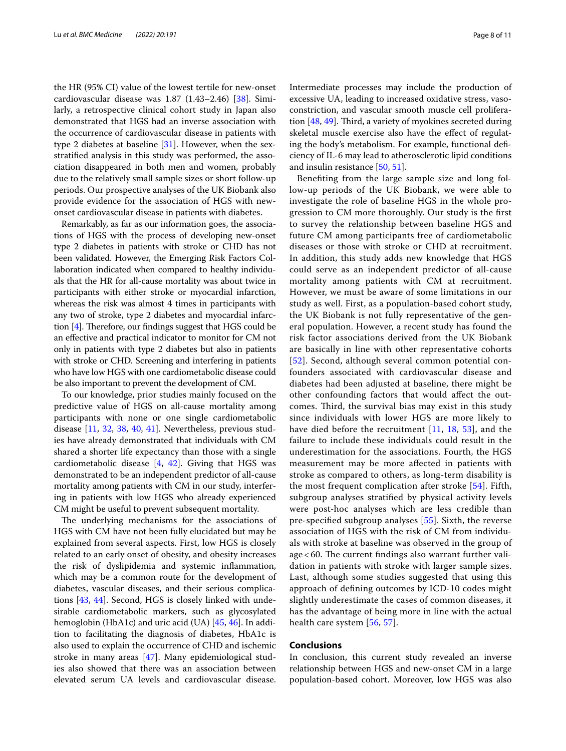the HR (95% CI) value of the lowest tertile for new-onset cardiovascular disease was 1.87 (1.43–2.46) [38]. Similarly, a retrospective clinical cohort study in Japan also demonstrated that HGS had an inverse association with the occurrence of cardiovascular disease in patients with type 2 diabetes at baseline [31]. However, when the sex-stratified analysis in this study was performed, the association disappeared in both men and women, probably due to the relatively small sample sizes or short follow-up periods. Our prospective analyses of the UK Biobank also provide evidence for the association of HGS with new-onset cardiovascular disease in patients with diabetes.

Remarkably, as far as our information goes, the associations of HGS with the process of developing new-onset type 2 diabetes in patients with stroke or CHD has not been validated. However, the Emerging Risk Factors Collaboration indicated when compared to healthy individuals that the HR for all-cause mortality was about twice in participants with either stroke or myocardial infarction, whereas the risk was almost 4 times in participants with any two of stroke, type 2 diabetes and myocardial infarction [4]. Therefore, our findings suggest that HGS could be an effective and practical indicator to monitor for CM not only in patients with type 2 diabetes but also in patients with stroke or CHD. Screening and interfering in patients who have low HGS with one cardiometabolic disease could be also important to prevent the development of CM.

To our knowledge, prior studies mainly focused on the predictive value of HGS on all-cause mortality among participants with none or one single cardiometabolic disease [11, 32, 38, 40, 41]. Nevertheless, previous studies have already demonstrated that individuals with CM shared a shorter life expectancy than those with a single cardiometabolic disease [4, 42]. Giving that HGS was demonstrated to be an independent predictor of all-cause mortality among patients with CM in our study, interfering in patients with low HGS who already experienced CM might be useful to prevent subsequent mortality.

The underlying mechanisms for the associations of HGS with CM have not been fully elucidated but may be explained from several aspects. First, low HGS is closely related to an early onset of obesity, and obesity increases the risk of dyslipidemia and systemic inflammation, which may be a common route for the development of diabetes, vascular diseases, and their serious complications [43, 44]. Second, HGS is closely linked with undesirable cardiometabolic markers, such as glycosylated hemoglobin (HbA1c) and uric acid (UA) [45, 46]. In addition to facilitating the diagnosis of diabetes, HbA1c is also used to explain the occurrence of CHD and ischemic stroke in many areas [47]. Many epidemiological studies also showed that there was an association between elevated serum UA levels and cardiovascular disease. Intermediate processes may include the production of excessive UA, leading to increased oxidative stress, vasoconstriction, and vascular smooth muscle cell proliferation [48, 49]. Third, a variety of myokines secreted during skeletal muscle exercise also have the effect of regulating the body's metabolism. For example, functional deficiency of IL-6 may lead to atherosclerotic lipid conditions and insulin resistance [50, 51].

Benefiting from the large sample size and long follow-up periods of the UK Biobank, we were able to investigate the role of baseline HGS in the whole progression to CM more thoroughly. Our study is the first to survey the relationship between baseline HGS and future CM among participants free of cardiometabolic diseases or those with stroke or CHD at recruitment. In addition, this study adds new knowledge that HGS could serve as an independent predictor of all-cause mortality among patients with CM at recruitment. However, we must be aware of some limitations in our study as well. First, as a population-based cohort study, the UK Biobank is not fully representative of the general population. However, a recent study has found the risk factor associations derived from the UK Biobank are basically in line with other representative cohorts [52]. Second, although several common potential confounders associated with cardiovascular disease and diabetes had been adjusted at baseline, there might be other confounding factors that would affect the outcomes. Third, the survival bias may exist in this study since individuals with lower HGS are more likely to have died before the recruitment [11, 18, 53], and the failure to include these individuals could result in the underestimation for the associations. Fourth, the HGS measurement may be more affected in patients with stroke as compared to others, as long-term disability is the most frequent complication after stroke [54]. Fifth, subgroup analyses stratified by physical activity levels were post-hoc analyses which are less credible than pre-specified subgroup analyses [55]. Sixth, the reverse association of HGS with the risk of CM from individuals with stroke at baseline was observed in the group of age < 60. The current findings also warrant further validation in patients with stroke with larger sample sizes. Last, although some studies suggested that using this approach of defining outcomes by ICD-10 codes might slightly underestimate the cases of common diseases, it has the advantage of being more in line with the actual health care system [56, 57].

## Conclusions

In conclusion, this current study revealed an inverse relationship between HGS and new-onset CM in a large population-based cohort. Moreover, low HGS was also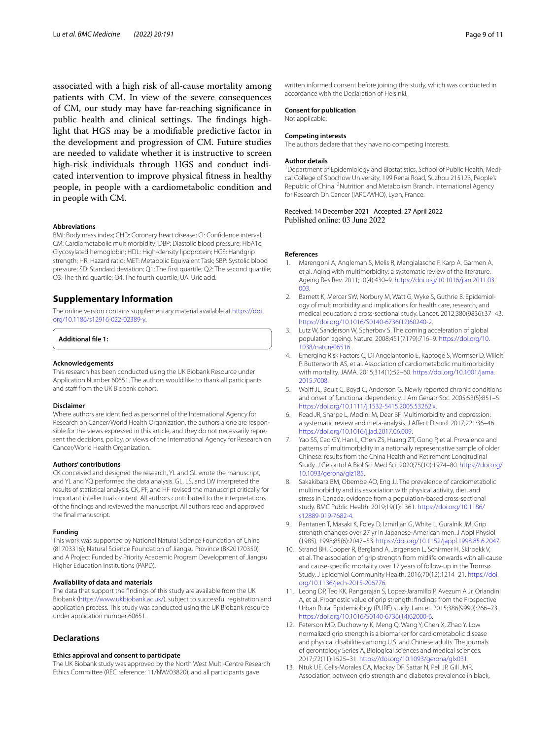associated with a high risk of all-cause mortality among patients with CM. In view of the severe consequences of CM, our study may have far-reaching significance in public health and clinical settings. The findings highlight that HGS may be a modifiable predictive factor in the development and progression of CM. Future studies are needed to validate whether it is instructive to screen high-risk individuals through HGS and conduct indicated intervention to improve physical fitness in healthy people, in people with a cardiometabolic condition and in people with CM.

#### Abbreviations

BMI: Body mass index; CHD: Coronary heart disease; CI: Confidence interval; CM: Cardiometabolic multimorbidity; DBP: Diastolic blood pressure; HbA1c: Glycosylated hemoglobin; HDL: High-density lipoprotein; HGS: Handgrip strength; HR: Hazard ratio; MET: Metabolic Equivalent Task; SBP: Systolic blood pressure; SD: Standard deviation; Q1: The first quartile; Q2: The second quartile; Q3: The third quartile; Q4: The fourth quartile; UA: Uric acid.

## Supplementary Information

The online version contains supplementary material available at https://doi.org/10.1186/s12916-022-02389-y.

**Additional file 1:**

#### Acknowledgements

This research has been conducted using the UK Biobank Resource under Application Number 60651. The authors would like to thank all participants and staff from the UK Biobank cohort.

#### Disclaimer

Where authors are identified as personnel of the International Agency for Research on Cancer/World Health Organization, the authors alone are responsible for the views expressed in this article, and they do not necessarily represent the decisions, policy, or views of the International Agency for Research on Cancer/World Health Organization.

#### Authors' contributions

CK conceived and designed the research, YL and GL wrote the manuscript, and YL and YQ performed the data analysis. GL, LS, and LW interpreted the results of statistical analysis. CK, PF, and HF revised the manuscript critically for important intellectual content. All authors contributed to the interpretations of the findings and reviewed the manuscript. All authors read and approved the final manuscript.

#### Funding

This work was supported by National Natural Science Foundation of China (81703316); Natural Science Foundation of Jiangsu Province (BK20170350) and A Project Funded by Priority Academic Program Development of Jiangsu Higher Education Institutions (PAPD).

#### Availability of data and materials

The data that support the findings of this study are available from the UK Biobank (https://www.ukbiobank.ac.uk/), subject to successful registration and application process. This study was conducted using the UK Biobank resource under application number 60651.

### Declarations

#### Ethics approval and consent to participate

The UK Biobank study was approved by the North West Multi-Centre Research Ethics Committee (REC reference: 11/NW/03820), and all participants gave written informed consent before joining this study, which was conducted in accordance with the Declaration of Helsinki.

#### Consent for publication

Not applicable.

#### Competing interests

The authors declare that they have no competing interests.

#### Author details

[1]Department of Epidemiology and Biostatistics, School of Public Health, Medical College of Soochow University, 199 Renai Road, Suzhou 215123, People's Republic of China. [2]Nutrition and Metabolism Branch, International Agency for Research On Cancer (IARC/WHO), Lyon, France.

Received: 14 December 2021 Accepted: 27 April 2022
Published online: 03 June 2022

#### References

1. Marengoni A, Angleman S, Melis R, Mangialasche F, Karp A, Garmen A, et al. Aging with multimorbidity: a systematic review of the literature. Ageing Res Rev. 2011;10(4):430–9. https://doi.org/10.1016/j.arr.2011.03.003.
2. Barnett K, Mercer SW, Norbury M, Watt G, Wyke S, Guthrie B. Epidemiology of multimorbidity and implications for health care, research, and medical education: a cross-sectional study. Lancet. 2012;380(9836):37–43. https://doi.org/10.1016/S0140-6736(12)60240-2.
3. Lutz W, Sanderson W, Scherbov S. The coming acceleration of global population ageing. Nature. 2008;451(7179):716–9. https://doi.org/10.1038/nature06516.
4. Emerging Risk Factors C, Di Angelantonio E, Kaptoge S, Wormser D, Willeit P, Butterworth AS, et al. Association of cardiometabolic multimorbidity with mortality. JAMA. 2015;314(1):52–60. https://doi.org/10.1001/jama.2015.7008.
5. Wolff JL, Boult C, Boyd C, Anderson G. Newly reported chronic conditions and onset of functional dependency. J Am Geriatr Soc. 2005;53(5):851–5. https://doi.org/10.1111/j.1532-5415.2005.53262.x.
6. Read JR, Sharpe L, Modini M, Dear BF. Multimorbidity and depression: a systematic review and meta-analysis. J Affect Disord. 2017;221:36–46. https://doi.org/10.1016/j.jad.2017.06.009.
7. Yao SS, Cao GY, Han L, Chen ZS, Huang ZT, Gong P, et al. Prevalence and patterns of multimorbidity in a nationally representative sample of older Chinese: results from the China Health and Retirement Longitudinal Study. J Gerontol A Biol Sci Med Sci. 2020;75(10):1974–80. https://doi.org/10.1093/gerona/glz185.
8. Sakakibara BM, Obembe AO, Eng JJ. The prevalence of cardiometabolic multimorbidity and its association with physical activity, diet, and stress in Canada: evidence from a population-based cross-sectional study. BMC Public Health. 2019;19(1):1361. https://doi.org/10.1186/s12889-019-7682-4.
9. Rantanen T, Masaki K, Foley D, Izmirlian G, White L, Guralnik JM. Grip strength changes over 27 yr in Japanese-American men. J Appl Physiol (1985). 1998;85(6):2047–53. https://doi.org/10.1152/jappl.1998.85.6.2047.
10. Strand BH, Cooper R, Bergland A, Jørgensen L, Schirmer H, Skirbekk V, et al. The association of grip strength from midlife onwards with all-cause and cause-specific mortality over 17 years of follow-up in the Tromsø Study. J Epidemiol Community Health. 2016;70(12):1214–21. https://doi.org/10.1136/jech-2015-206776.
11. Leong DP, Teo KK, Rangarajan S, Lopez-Jaramillo P, Avezum A Jr, Orlandini A, et al. Prognostic value of grip strength: findings from the Prospective Urban Rural Epidemiology (PURE) study. Lancet. 2015;386(9990):266–73. https://doi.org/10.1016/S0140-6736(14)62000-6.
12. Peterson MD, Duchowny K, Meng Q, Wang Y, Chen X, Zhao Y. Low normalized grip strength is a biomarker for cardiometabolic disease and physical disabilities among U.S. and Chinese adults. The journals of gerontology Series A, Biological sciences and medical sciences. 2017;72(11):1525–31. https://doi.org/10.1093/gerona/glx031.
13. Ntuk UE, Celis-Morales CA, Mackay DF, Sattar N, Pell JP, Gill JMR. Association between grip strength and diabetes prevalence in black,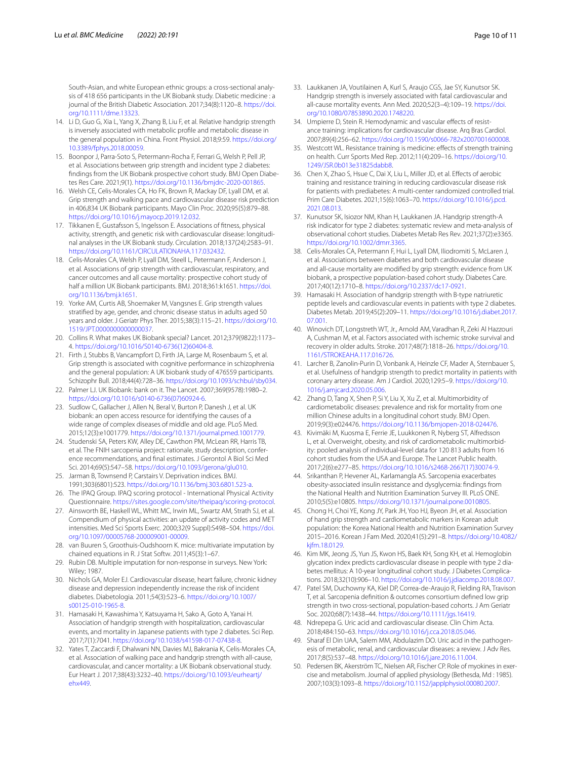South-Asian, and white European ethnic groups: a cross-sectional analysis of 418 656 participants in the UK Biobank study. Diabetic medicine : a journal of the British Diabetic Association. 2017;34(8):1120–8. https://doi.org/10.1111/dme.13323.

14. Li D, Guo G, Xia L, Yang X, Zhang B, Liu F, et al. Relative handgrip strength is inversely associated with metabolic profile and metabolic disease in the general population in China. Front Physiol. 2018;9:59. https://doi.org/10.3389/fphys.2018.00059.
15. Boonpor J, Parra-Soto S, Petermann-Rocha F, Ferrari G, Welsh P, Pell JP, et al. Associations between grip strength and incident type 2 diabetes: findings from the UK Biobank prospective cohort study. BMJ Open Diabetes Res Care. 2021;9(1). https://doi.org/10.1136/bmjdrc-2020-001865.
16. Welsh CE, Celis-Morales CA, Ho FK, Brown R, Mackay DF, Lyall DM, et al. Grip strength and walking pace and cardiovascular disease risk prediction in 406,834 UK Biobank participants. Mayo Clin Proc. 2020;95(5):879–88. https://doi.org/10.1016/j.mayocp.2019.12.032.
17. Tikkanen E, Gustafsson S, Ingelsson E. Associations of fitness, physical activity, strength, and genetic risk with cardiovascular disease: longitudinal analyses in the UK Biobank study. Circulation. 2018;137(24):2583–91. https://doi.org/10.1161/CIRCULATIONAHA.117.032432.
18. Celis-Morales CA, Welsh P, Lyall DM, Steell L, Petermann F, Anderson J, et al. Associations of grip strength with cardiovascular, respiratory, and cancer outcomes and all cause mortality: prospective cohort study of half a million UK Biobank participants. BMJ. 2018;361:k1651. https://doi.org/10.1136/bmj.k1651.
19. Yorke AM, Curtis AB, Shoemaker M, Vangsnes E. Grip strength values stratified by age, gender, and chronic disease status in adults aged 50 years and older. J Geriatr Phys Ther. 2015;38(3):115–21. https://doi.org/10.1519/JPT.0000000000000037.
20. Collins R. What makes UK Biobank special? Lancet. 2012;379(9822):1173–4. https://doi.org/10.1016/S0140-6736(12)60404-8.
21. Firth J, Stubbs B, Vancampfort D, Firth JA, Large M, Rosenbaum S, et al. Grip strength is associated with cognitive performance in schizophrenia and the general population: A UK biobank study of 476559 participants. Schizophr Bull. 2018;44(4):728–36. https://doi.org/10.1093/schbul/sby034.
22. Palmer LJ. UK Biobank: bank on it. The Lancet. 2007;369(9578):1980–2. https://doi.org/10.1016/s0140-6736(07)60924-6.
23. Sudlow C, Gallacher J, Allen N, Beral V, Burton P, Danesh J, et al. UK biobank: an open access resource for identifying the causes of a wide range of complex diseases of middle and old age. PLoS Med. 2015;12(3):e1001779. https://doi.org/10.1371/journal.pmed.1001779.
24. Studenski SA, Peters KW, Alley DE, Cawthon PM, McLean RR, Harris TB, et al. The FNIH sarcopenia project: rationale, study description, conference recommendations, and final estimates. J Gerontol A Biol Sci Med Sci. 2014;69(5):547–58. https://doi.org/10.1093/gerona/glu010.
25. Jarman B, Townsend P, Carstairs V. Deprivation indices. BMJ. 1991;303(6801):523. https://doi.org/10.1136/bmj.303.6801.523-a.
26. The IPAQ Group. IPAQ scoring protocol - International Physical Activity Questionnaire. https://sites.google.com/site/theipaq/scoring-protocol.
27. Ainsworth BE, Haskell WL, Whitt MC, Irwin ML, Swartz AM, Strath SJ, et al. Compendium of physical activities: an update of activity codes and MET intensities. Med Sci Sports Exerc. 2000;32(9 Suppl):S498–504. https://doi.org/10.1097/00005768-200009001-00009.
28. van Buuren S, Groothuis-Oudshoorn K. mice: multivariate imputation by chained equations in R. J Stat Softw. 2011;45(3):1–67.
29. Rubin DB. Multiple imputation for non-response in surveys. New York: Wiley; 1987.
30. Nichols GA, Moler EJ. Cardiovascular disease, heart failure, chronic kidney disease and depression independently increase the risk of incident diabetes. Diabetologia. 2011;54(3):523–6. https://doi.org/10.1007/s00125-010-1965-8.
31. Hamasaki H, Kawashima Y, Katsuyama H, Sako A, Goto A, Yanai H. Association of handgrip strength with hospitalization, cardiovascular events, and mortality in Japanese patients with type 2 diabetes. Sci Rep. 2017;7(1):7041. https://doi.org/10.1038/s41598-017-07438-8.
32. Yates T, Zaccardi F, Dhalwani NN, Davies MJ, Bakrania K, Celis-Morales CA, et al. Association of walking pace and handgrip strength with all-cause, cardiovascular, and cancer mortality: a UK Biobank observational study. Eur Heart J. 2017;38(43):3232–40. https://doi.org/10.1093/eurheartj/ehx449.
33. Laukkanen JA, Voutilainen A, Kurl S, Araujo CGS, Jae SY, Kunutsor SK. Handgrip strength is inversely associated with fatal cardiovascular and all-cause mortality events. Ann Med. 2020;52(3–4):109–19. https://doi.org/10.1080/07853890.2020.1748220.
34. Umpierre D, Stein R. Hemodynamic and vascular effects of resistance training: implications for cardiovascular disease. Arq Bras Cardiol. 2007;89(4):256–62. https://doi.org/10.1590/s0066-782x2007001600008.
35. Westcott WL. Resistance training is medicine: effects of strength training on health. Curr Sports Med Rep. 2012;11(4):209–16. https://doi.org/10.1249/JSR.0b013e31825dabb8.
36. Chen X, Zhao S, Hsue C, Dai X, Liu L, Miller JD, et al. Effects of aerobic training and resistance training in reducing cardiovascular disease risk for patients with prediabetes: A multi-center randomized controlled trial. Prim Care Diabetes. 2021;15(6):1063–70. https://doi.org/10.1016/j.pcd.2021.08.013.
37. Kunutsor SK, Isiozor NM, Khan H, Laukkanen JA. Handgrip strength-A risk indicator for type 2 diabetes: systematic review and meta-analysis of observational cohort studies. Diabetes Metab Res Rev. 2021;37(2):e3365. https://doi.org/10.1002/dmrr.3365.
38. Celis-Morales CA, Petermann F, Hui L, Lyall DM, Iliodromiti S, McLaren J, et al. Associations between diabetes and both cardiovascular disease and all-cause mortality are modified by grip strength: evidence from UK biobank, a prospective population-based cohort study. Diabetes Care. 2017;40(12):1710–8. https://doi.org/10.2337/dc17-0921.
39. Hamasaki H. Association of handgrip strength with B-type natriuretic peptide levels and cardiovascular events in patients with type 2 diabetes. Diabetes Metab. 2019;45(2):209–11. https://doi.org/10.1016/j.diabet.2017.07.001.
40. Winovich DT, Longstreth WT, Jr., Arnold AM, Varadhan R, Zeki Al Hazzouri A, Cushman M, et al. Factors associated with ischemic stroke survival and recovery in older adults. Stroke. 2017;48(7):1818–26. https://doi.org/10.1161/STROKEAHA.117.016726.
41. Larcher B, Zanolin-Purin D, Vonbank A, Heinzle CF, Mader A, Sternbauer S, et al. Usefulness of handgrip strength to predict mortality in patients with coronary artery disease. Am J Cardiol. 2020;129:5–9. https://doi.org/10.1016/j.amjcard.2020.05.006.
42. Zhang D, Tang X, Shen P, Si Y, Liu X, Xu Z, et al. Multimorbidity of cardiometabolic diseases: prevalence and risk for mortality from one million Chinese adults in a longitudinal cohort study. BMJ Open. 2019;9(3):e024476. https://doi.org/10.1136/bmjopen-2018-024476.
43. Kivimäki M, Kuosma E, Ferrie JE, Luukkonen R, Nyberg ST, Alfredsson L, et al. Overweight, obesity, and risk of cardiometabolic multimorbidity: pooled analysis of individual-level data for 120 813 adults from 16 cohort studies from the USA and Europe. The Lancet Public health. 2017;2(6):e277–85. https://doi.org/10.1016/s2468-2667(17)30074-9.
44. Srikanthan P, Hevener AL, Karlamangla AS. Sarcopenia exacerbates obesity-associated insulin resistance and dysglycemia: findings from the National Health and Nutrition Examination Survey III. PLoS ONE. 2010;5(5):e10805. https://doi.org/10.1371/journal.pone.0010805.
45. Chong H, Choi YE, Kong JY, Park JH, Yoo HJ, Byeon JH, et al. Association of hand grip strength and cardiometabolic markers in Korean adult population: the Korea National Health and Nutrition Examination Survey 2015–2016. Korean J Fam Med. 2020;41(5):291–8. https://doi.org/10.4082/kjfm.18.0129.
46. Kim MK, Jeong JS, Yun JS, Kwon HS, Baek KH, Song KH, et al. Hemoglobin glycation index predicts cardiovascular disease in people with type 2 diabetes mellitus: A 10-year longitudinal cohort study. J Diabetes Complications. 2018;32(10):906–10. https://doi.org/10.1016/j.jdiacomp.2018.08.007.
47. Patel SM, Duchowny KA, Kiel DP, Correa-de-Araujo R, Fielding RA, Travison T, et al. Sarcopenia definition & outcomes consortium defined low grip strength in two cross-sectional, population-based cohorts. J Am Geriatr Soc. 2020;68(7):1438–44. https://doi.org/10.1111/jgs.16419.
48. Ndrepepa G. Uric acid and cardiovascular disease. Clin Chim Acta. 2018;484:150–63. https://doi.org/10.1016/j.cca.2018.05.046.
49. Sharaf El Din UAA, Salem MM, Abdulazim DO. Uric acid in the pathogenesis of metabolic, renal, and cardiovascular diseases: a review. J Adv Res. 2017;8(5):537–48. https://doi.org/10.1016/j.jare.2016.11.004.
50. Pedersen BK, Akerström TC, Nielsen AR, Fischer CP. Role of myokines in exercise and metabolism. Journal of applied physiology (Bethesda, Md : 1985). 2007;103(3):1093–8. https://doi.org/10.1152/japplphysiol.00080.2007.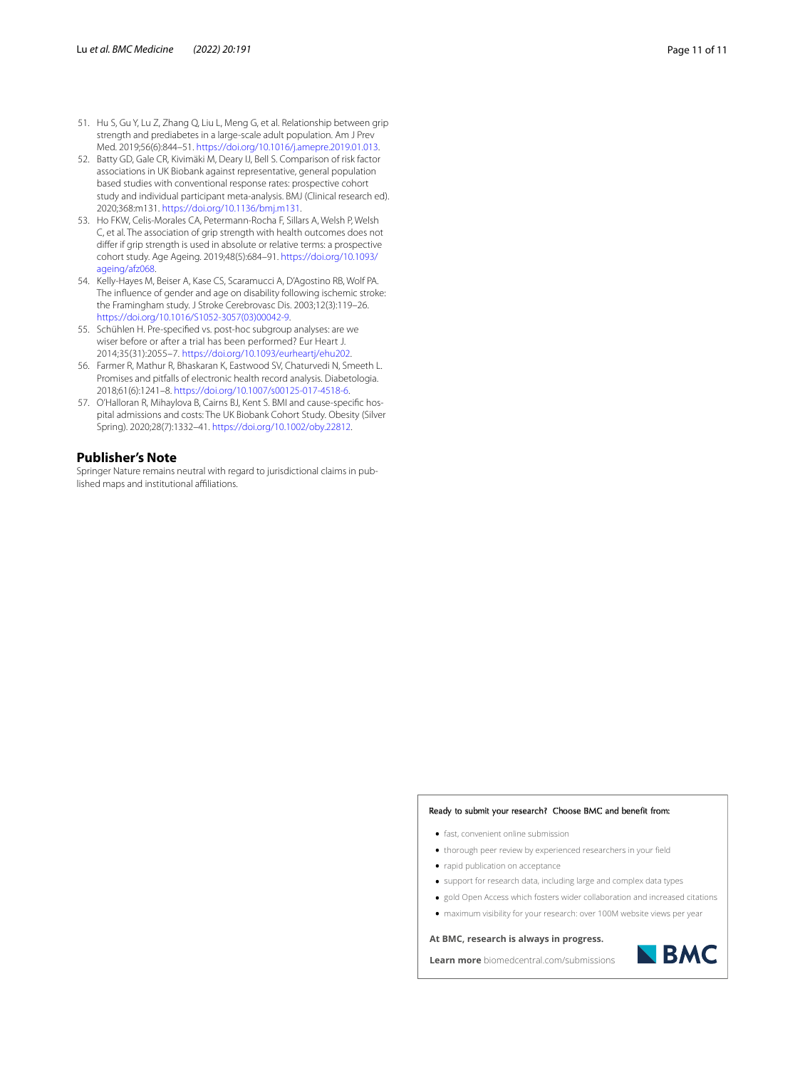51. Hu S, Gu Y, Lu Z, Zhang Q, Liu L, Meng G, et al. Relationship between grip strength and prediabetes in a large-scale adult population. Am J Prev Med. 2019;56(6):844–51. https://doi.org/10.1016/j.amepre.2019.01.013.
52. Batty GD, Gale CR, Kivimäki M, Deary IJ, Bell S. Comparison of risk factor associations in UK Biobank against representative, general population based studies with conventional response rates: prospective cohort study and individual participant meta-analysis. BMJ (Clinical research ed). 2020;368:m131. https://doi.org/10.1136/bmj.m131.
53. Ho FKW, Celis-Morales CA, Petermann-Rocha F, Sillars A, Welsh P, Welsh C, et al. The association of grip strength with health outcomes does not differ if grip strength is used in absolute or relative terms: a prospective cohort study. Age Ageing. 2019;48(5):684–91. https://doi.org/10.1093/ageing/afz068.
54. Kelly-Hayes M, Beiser A, Kase CS, Scaramucci A, D'Agostino RB, Wolf PA. The influence of gender and age on disability following ischemic stroke: the Framingham study. J Stroke Cerebrovasc Dis. 2003;12(3):119–26. https://doi.org/10.1016/S1052-3057(03)00042-9.
55. Schühlen H. Pre-specified vs. post-hoc subgroup analyses: are we wiser before or after a trial has been performed? Eur Heart J. 2014;35(31):2055–7. https://doi.org/10.1093/eurheartj/ehu202.
56. Farmer R, Mathur R, Bhaskaran K, Eastwood SV, Chaturvedi N, Smeeth L. Promises and pitfalls of electronic health record analysis. Diabetologia. 2018;61(6):1241–8. https://doi.org/10.1007/s00125-017-4518-6.
57. O'Halloran R, Mihaylova B, Cairns BJ, Kent S. BMI and cause-specific hospital admissions and costs: The UK Biobank Cohort Study. Obesity (Silver Spring). 2020;28(7):1332–41. https://doi.org/10.1002/oby.22812.

## Publisher's Note

Springer Nature remains neutral with regard to jurisdictional claims in published maps and institutional affiliations.

Ready to submit your research? Choose BMC and benefit from:

- fast, convenient online submission
- thorough peer review by experienced researchers in your field
- rapid publication on acceptance
- support for research data, including large and complex data types
- gold Open Access which fosters wider collaboration and increased citations
- maximum visibility for your research: over 100M website views per year

**At BMC, research is always in progress.**

**Learn more** biomedcentral.com/submissions

BMC